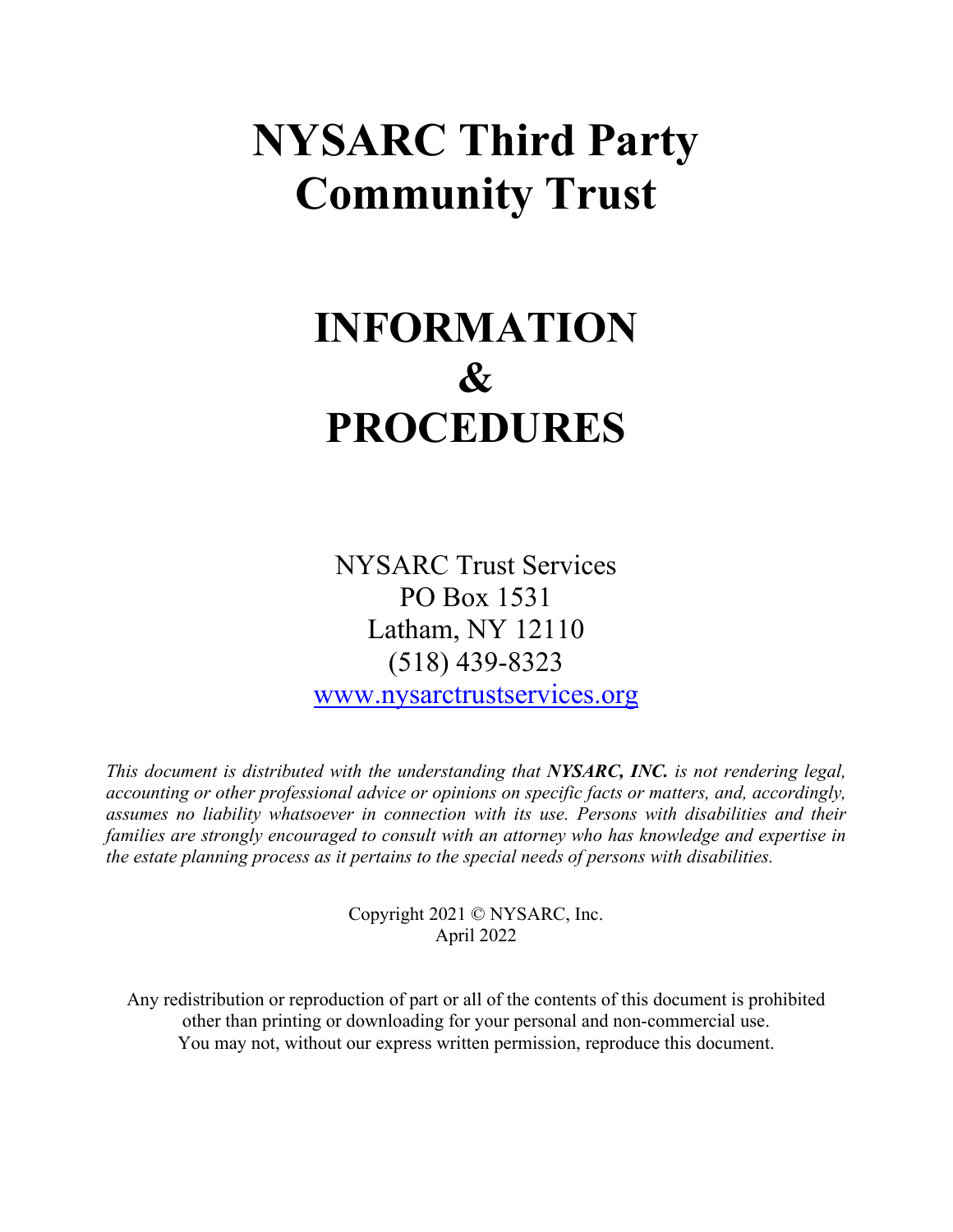# NYSARC Third Party Community Trust

# INFORMATION & PROCEDURES

NYSARC Trust Services
PO Box 1531
Latham, NY 12110
(518) 439-8323
[www.nysarctrustservices.org](http://www.nysarctrustservices.org)

*This document is distributed with the understanding that **NYSARC, INC.** is not rendering legal, accounting or other professional advice or opinions on specific facts or matters, and, accordingly, assumes no liability whatsoever in connection with its use. Persons with disabilities and their families are strongly encouraged to consult with an attorney who has knowledge and expertise in the estate planning process as it pertains to the special needs of persons with disabilities.*

Copyright 2021 © NYSARC, Inc.
April 2022

Any redistribution or reproduction of part or all of the contents of this document is prohibited other than printing or downloading for your personal and non-commercial use.
You may not, without our express written permission, reproduce this document.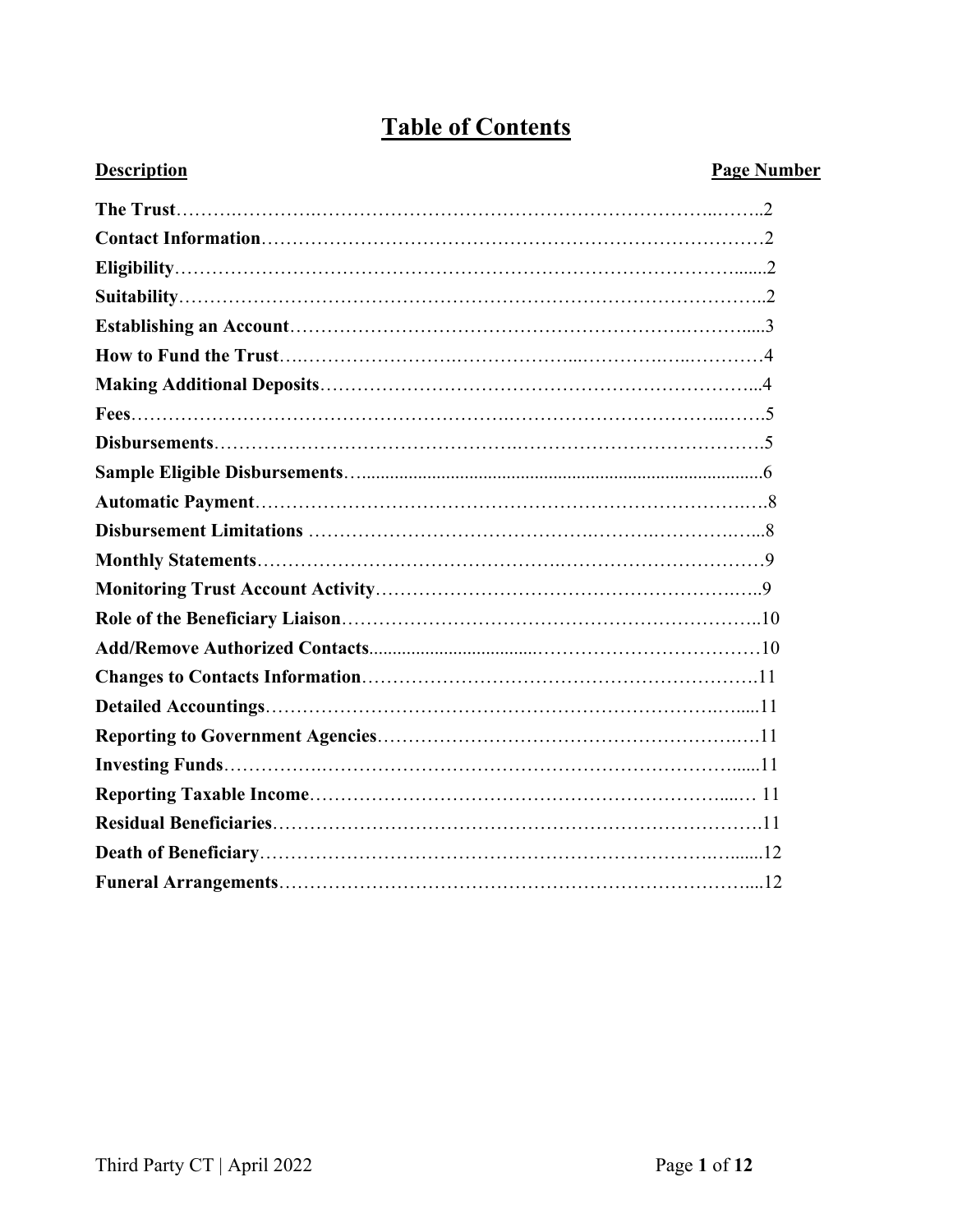# Table of Contents

| Description | Page Number |
|---|---|
| **The Trust** | 2 |
| **Contact Information** | 2 |
| **Eligibility** | 2 |
| **Suitability** | 2 |
| **Establishing an Account** | 3 |
| **How to Fund the Trust** | 4 |
| **Making Additional Deposits** | 4 |
| **Fees** | 5 |
| **Disbursements** | 5 |
| **Sample Eligible Disbursements** | 6 |
| **Automatic Payment** | 8 |
| **Disbursement Limitations** | 8 |
| **Monthly Statements** | 9 |
| **Monitoring Trust Account Activity** | 9 |
| **Role of the Beneficiary Liaison** | 10 |
| **Add/Remove Authorized Contacts** | 10 |
| **Changes to Contacts Information** | 11 |
| **Detailed Accountings** | 11 |
| **Reporting to Government Agencies** | 11 |
| **Investing Funds** | 11 |
| **Reporting Taxable Income** | 11 |
| **Residual Beneficiaries** | 11 |
| **Death of Beneficiary** | 12 |
| **Funeral Arrangements** | 12 |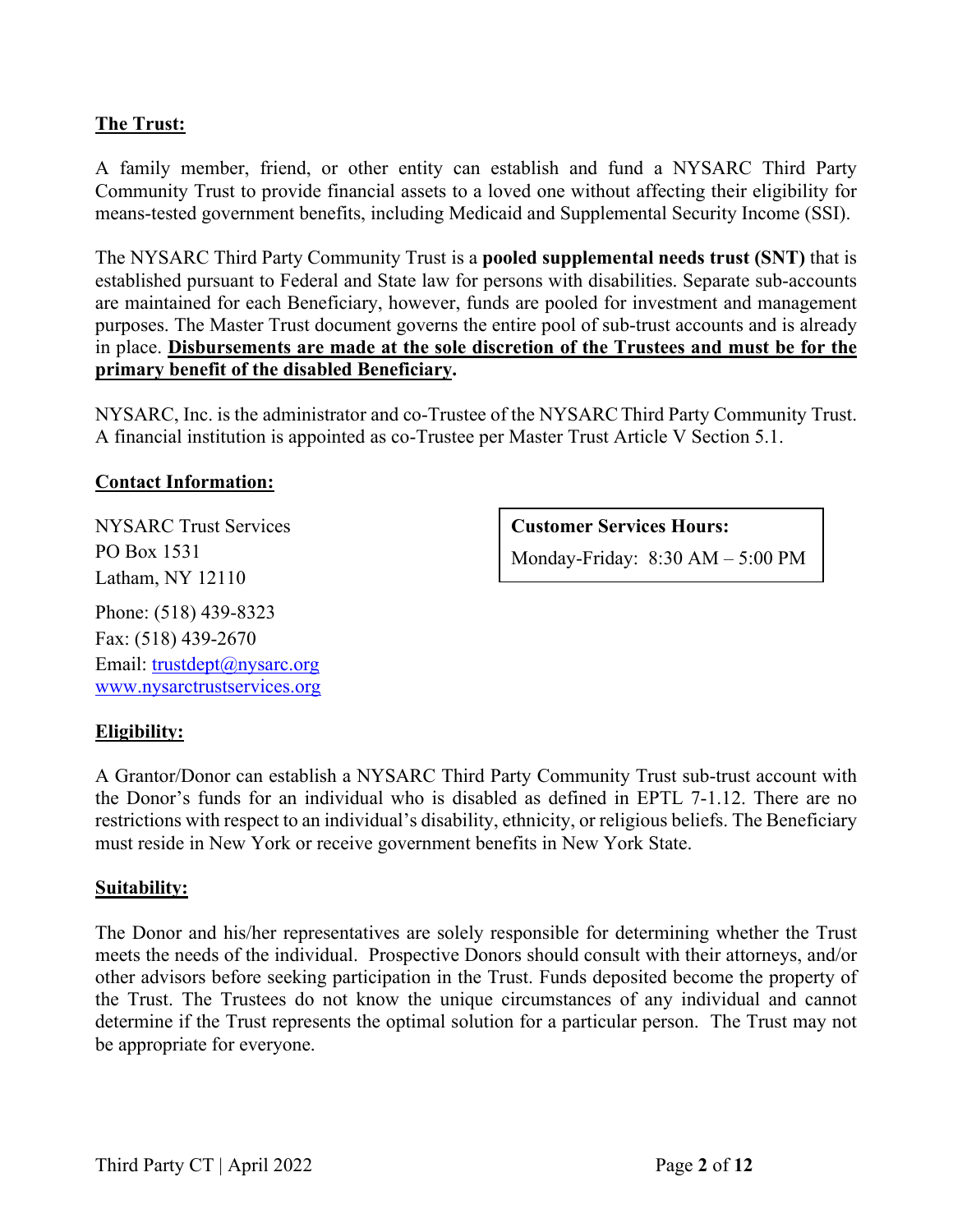## **The Trust:**

A family member, friend, or other entity can establish and fund a NYSARC Third Party Community Trust to provide financial assets to a loved one without affecting their eligibility for means-tested government benefits, including Medicaid and Supplemental Security Income (SSI).

The NYSARC Third Party Community Trust is a **pooled supplemental needs trust (SNT)** that is established pursuant to Federal and State law for persons with disabilities. Separate sub-accounts are maintained for each Beneficiary, however, funds are pooled for investment and management purposes. The Master Trust document governs the entire pool of sub-trust accounts and is already in place. **Disbursements are made at the sole discretion of the Trustees and must be for the primary benefit of the disabled Beneficiary.**

NYSARC, Inc. is the administrator and co-Trustee of the NYSARC Third Party Community Trust. A financial institution is appointed as co-Trustee per Master Trust Article V Section 5.1.

## **Contact Information:**

NYSARC Trust Services
PO Box 1531
Latham, NY 12110

Phone: (518) 439-8323
Fax: (518) 439-2670
Email: trustdept@nysarc.org
www.nysarctrustservices.org

**Customer Services Hours:**
Monday-Friday: 8:30 AM – 5:00 PM

## **Eligibility:**

A Grantor/Donor can establish a NYSARC Third Party Community Trust sub-trust account with the Donor's funds for an individual who is disabled as defined in EPTL 7-1.12. There are no restrictions with respect to an individual's disability, ethnicity, or religious beliefs. The Beneficiary must reside in New York or receive government benefits in New York State.

## **Suitability:**

The Donor and his/her representatives are solely responsible for determining whether the Trust meets the needs of the individual. Prospective Donors should consult with their attorneys, and/or other advisors before seeking participation in the Trust. Funds deposited become the property of the Trust. The Trustees do not know the unique circumstances of any individual and cannot determine if the Trust represents the optimal solution for a particular person. The Trust may not be appropriate for everyone.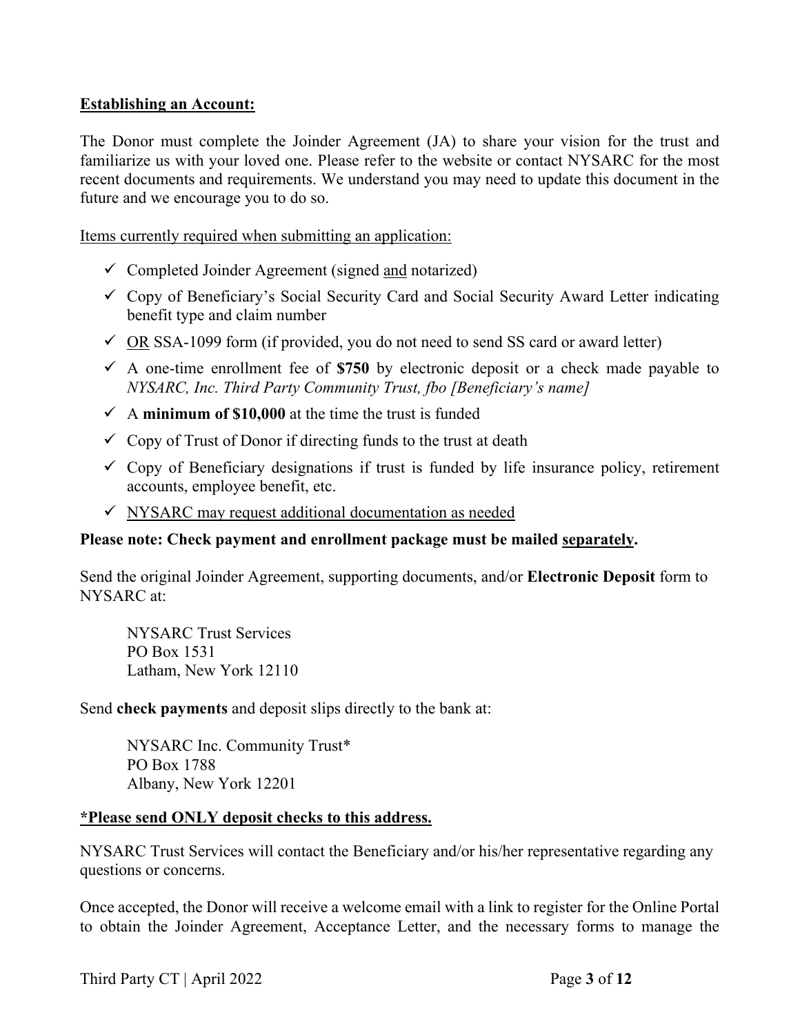**<u>Establishing an Account:</u>**

The Donor must complete the Joinder Agreement (JA) to share your vision for the trust and familiarize us with your loved one. Please refer to the website or contact NYSARC for the most recent documents and requirements. We understand you may need to update this document in the future and we encourage you to do so.

<u>Items currently required when submitting an application:</u>

- ✓ Completed Joinder Agreement (signed <u>and</u> notarized)
- ✓ Copy of Beneficiary's Social Security Card and Social Security Award Letter indicating benefit type and claim number
- ✓ <u>OR</u> SSA-1099 form (if provided, you do not need to send SS card or award letter)
- ✓ A one-time enrollment fee of **$750** by electronic deposit or a check made payable to *NYSARC, Inc. Third Party Community Trust, fbo [Beneficiary's name]*
- ✓ A **minimum of $10,000** at the time the trust is funded
- ✓ Copy of Trust of Donor if directing funds to the trust at death
- ✓ Copy of Beneficiary designations if trust is funded by life insurance policy, retirement accounts, employee benefit, etc.
- ✓ <u>NYSARC may request additional documentation as needed</u>

**Please note: Check payment and enrollment package must be mailed <u>separately</u>.**

Send the original Joinder Agreement, supporting documents, and/or **Electronic Deposit** form to NYSARC at:

NYSARC Trust Services
PO Box 1531
Latham, New York 12110

Send **check payments** and deposit slips directly to the bank at:

NYSARC Inc. Community Trust*
PO Box 1788
Albany, New York 12201

**<u>*Please send ONLY deposit checks to this address.</u>**

NYSARC Trust Services will contact the Beneficiary and/or his/her representative regarding any questions or concerns.

Once accepted, the Donor will receive a welcome email with a link to register for the Online Portal to obtain the Joinder Agreement, Acceptance Letter, and the necessary forms to manage the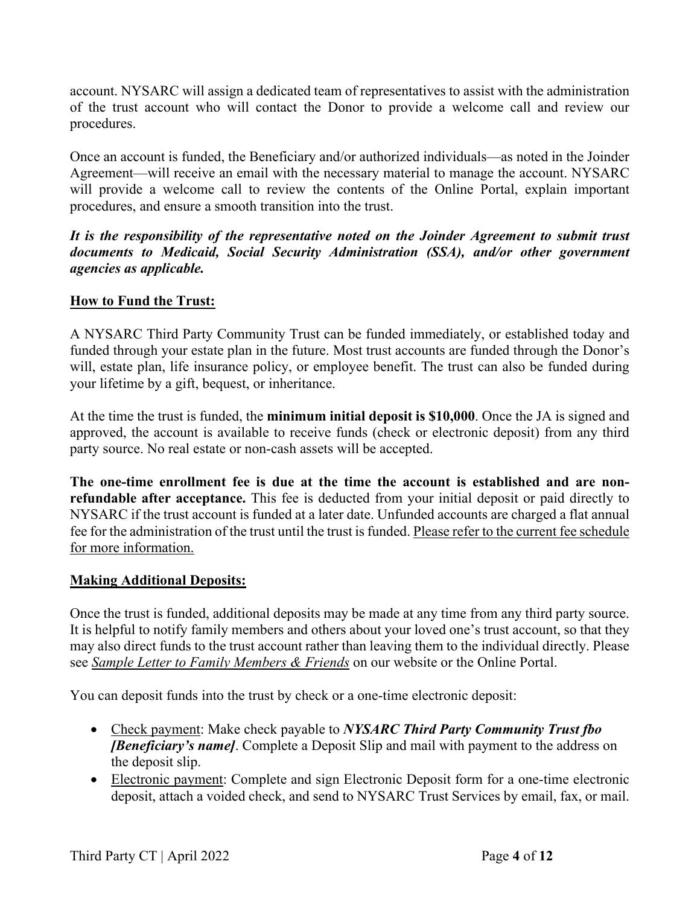account. NYSARC will assign a dedicated team of representatives to assist with the administration of the trust account who will contact the Donor to provide a welcome call and review our procedures.

Once an account is funded, the Beneficiary and/or authorized individuals—as noted in the Joinder Agreement—will receive an email with the necessary material to manage the account. NYSARC will provide a welcome call to review the contents of the Online Portal, explain important procedures, and ensure a smooth transition into the trust.

***It is the responsibility of the representative noted on the Joinder Agreement to submit trust documents to Medicaid, Social Security Administration (SSA), and/or other government agencies as applicable.***

## <u>How to Fund the Trust:</u>

A NYSARC Third Party Community Trust can be funded immediately, or established today and funded through your estate plan in the future. Most trust accounts are funded through the Donor's will, estate plan, life insurance policy, or employee benefit. The trust can also be funded during your lifetime by a gift, bequest, or inheritance.

At the time the trust is funded, the **minimum initial deposit is $10,000**. Once the JA is signed and approved, the account is available to receive funds (check or electronic deposit) from any third party source. No real estate or non-cash assets will be accepted.

**The one-time enrollment fee is due at the time the account is established and are non-refundable after acceptance.** This fee is deducted from your initial deposit or paid directly to NYSARC if the trust account is funded at a later date. Unfunded accounts are charged a flat annual fee for the administration of the trust until the trust is funded. <u>Please refer to the current fee schedule for more information.</u>

## <u>Making Additional Deposits:</u>

Once the trust is funded, additional deposits may be made at any time from any third party source. It is helpful to notify family members and others about your loved one's trust account, so that they may also direct funds to the trust account rather than leaving them to the individual directly. Please see <u>*Sample Letter to Family Members & Friends*</u> on our website or the Online Portal.

You can deposit funds into the trust by check or a one-time electronic deposit:

- <u>Check payment</u>: Make check payable to ***NYSARC Third Party Community Trust fbo [Beneficiary's name]***. Complete a Deposit Slip and mail with payment to the address on the deposit slip.
- <u>Electronic payment</u>: Complete and sign Electronic Deposit form for a one-time electronic deposit, attach a voided check, and send to NYSARC Trust Services by email, fax, or mail.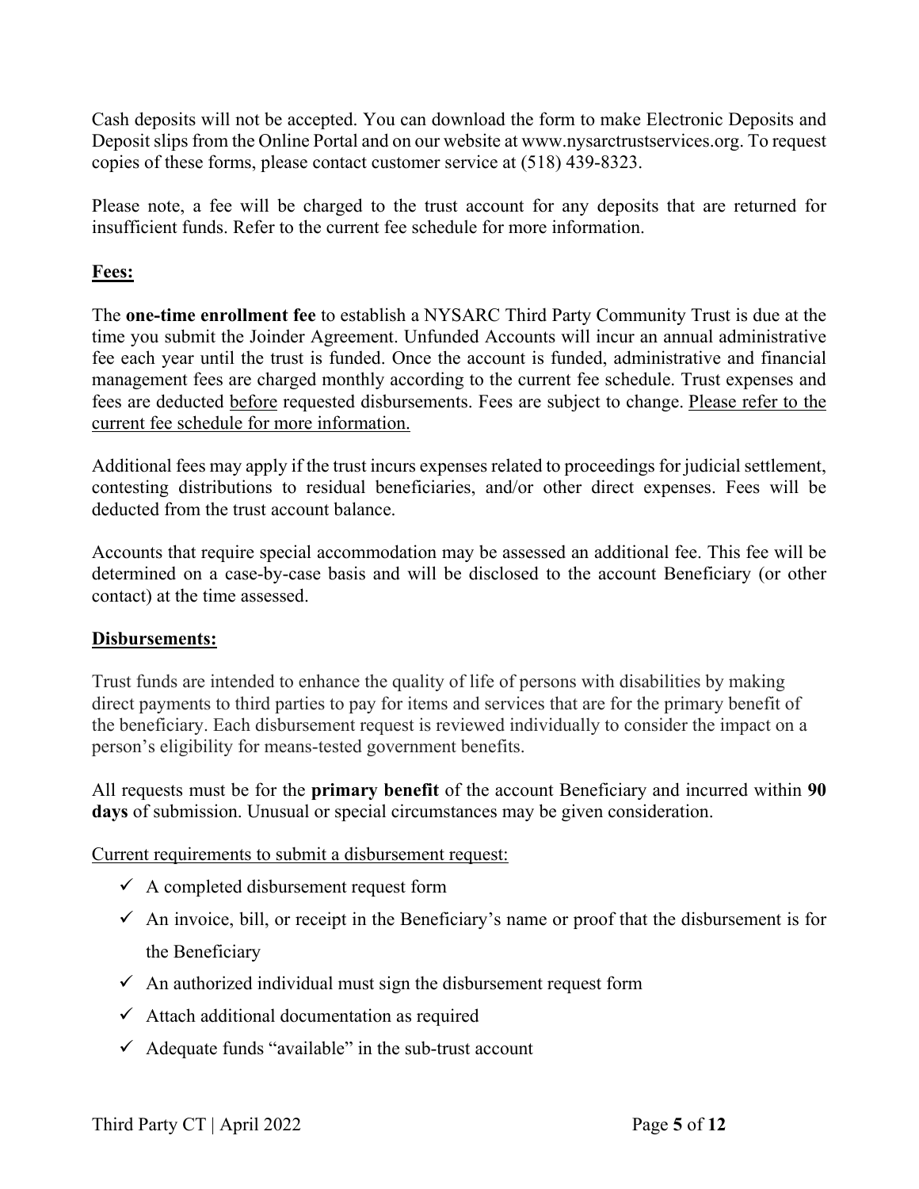Cash deposits will not be accepted. You can download the form to make Electronic Deposits and Deposit slips from the Online Portal and on our website at www.nysarctrustservices.org. To request copies of these forms, please contact customer service at (518) 439-8323.

Please note, a fee will be charged to the trust account for any deposits that are returned for insufficient funds. Refer to the current fee schedule for more information.

## Fees:

The **one-time enrollment fee** to establish a NYSARC Third Party Community Trust is due at the time you submit the Joinder Agreement. Unfunded Accounts will incur an annual administrative fee each year until the trust is funded. Once the account is funded, administrative and financial management fees are charged monthly according to the current fee schedule. Trust expenses and fees are deducted before requested disbursements. Fees are subject to change. Please refer to the current fee schedule for more information.

Additional fees may apply if the trust incurs expenses related to proceedings for judicial settlement, contesting distributions to residual beneficiaries, and/or other direct expenses. Fees will be deducted from the trust account balance.

Accounts that require special accommodation may be assessed an additional fee. This fee will be determined on a case-by-case basis and will be disclosed to the account Beneficiary (or other contact) at the time assessed.

## Disbursements:

Trust funds are intended to enhance the quality of life of persons with disabilities by making direct payments to third parties to pay for items and services that are for the primary benefit of the beneficiary. Each disbursement request is reviewed individually to consider the impact on a person's eligibility for means-tested government benefits.

All requests must be for the **primary benefit** of the account Beneficiary and incurred within **90 days** of submission. Unusual or special circumstances may be given consideration.

Current requirements to submit a disbursement request:

- ✓ A completed disbursement request form
- ✓ An invoice, bill, or receipt in the Beneficiary's name or proof that the disbursement is for the Beneficiary
- ✓ An authorized individual must sign the disbursement request form
- ✓ Attach additional documentation as required
- ✓ Adequate funds "available" in the sub-trust account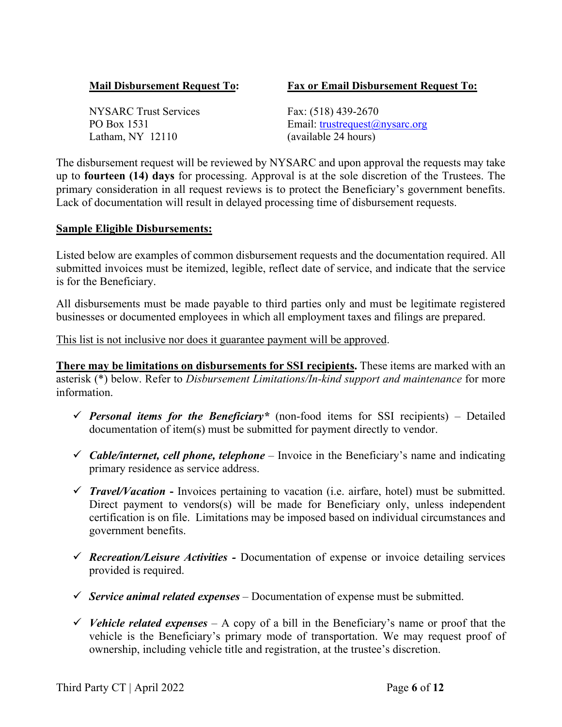| **Mail Disbursement Request To:** | **Fax or Email Disbursement Request To:** |
|---|---|
| NYSARC Trust Services<br>PO Box 1531<br>Latham, NY 12110 | Fax: (518) 439-2670<br>Email: trustrequest@nysarc.org<br>(available 24 hours) |

The disbursement request will be reviewed by NYSARC and upon approval the requests may take up to **fourteen (14) days** for processing. Approval is at the sole discretion of the Trustees. The primary consideration in all request reviews is to protect the Beneficiary's government benefits. Lack of documentation will result in delayed processing time of disbursement requests.

**Sample Eligible Disbursements:**

Listed below are examples of common disbursement requests and the documentation required. All submitted invoices must be itemized, legible, reflect date of service, and indicate that the service is for the Beneficiary.

All disbursements must be made payable to third parties only and must be legitimate registered businesses or documented employees in which all employment taxes and filings are prepared.

This list is not inclusive nor does it guarantee payment will be approved.

**There may be limitations on disbursements for SSI recipients.** These items are marked with an asterisk (*) below. Refer to *Disbursement Limitations/In-kind support and maintenance* for more information.

- ✓ ***Personal items for the Beneficiary**** (non-food items for SSI recipients) – Detailed documentation of item(s) must be submitted for payment directly to vendor.
- ✓ ***Cable/internet, cell phone, telephone*** – Invoice in the Beneficiary's name and indicating primary residence as service address.
- ✓ ***Travel/Vacation* -** Invoices pertaining to vacation (i.e. airfare, hotel) must be submitted. Direct payment to vendors(s) will be made for Beneficiary only, unless independent certification is on file. Limitations may be imposed based on individual circumstances and government benefits.
- ✓ ***Recreation/Leisure Activities* -** Documentation of expense or invoice detailing services provided is required.
- ✓ ***Service animal related expenses*** – Documentation of expense must be submitted.
- ✓ ***Vehicle related expenses*** – A copy of a bill in the Beneficiary's name or proof that the vehicle is the Beneficiary's primary mode of transportation. We may request proof of ownership, including vehicle title and registration, at the trustee's discretion.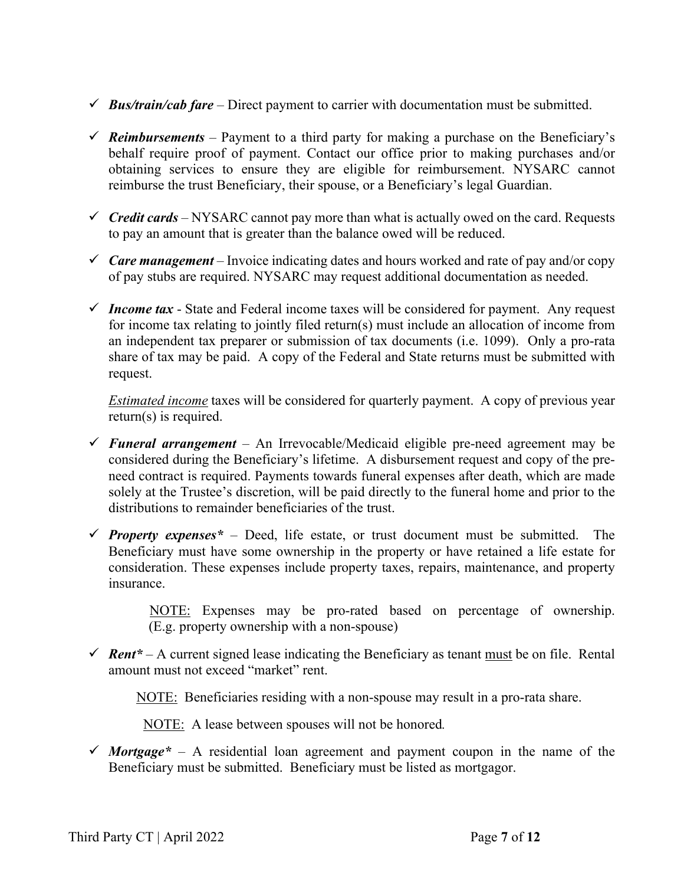- ✓ ***Bus/train/cab fare*** – Direct payment to carrier with documentation must be submitted.

- ✓ ***Reimbursements*** – Payment to a third party for making a purchase on the Beneficiary's behalf require proof of payment. Contact our office prior to making purchases and/or obtaining services to ensure they are eligible for reimbursement. NYSARC cannot reimburse the trust Beneficiary, their spouse, or a Beneficiary's legal Guardian.

- ✓ ***Credit cards*** – NYSARC cannot pay more than what is actually owed on the card. Requests to pay an amount that is greater than the balance owed will be reduced.

- ✓ ***Care management*** – Invoice indicating dates and hours worked and rate of pay and/or copy of pay stubs are required. NYSARC may request additional documentation as needed.

- ✓ ***Income tax*** - State and Federal income taxes will be considered for payment. Any request for income tax relating to jointly filed return(s) must include an allocation of income from an independent tax preparer or submission of tax documents (i.e. 1099). Only a pro-rata share of tax may be paid. A copy of the Federal and State returns must be submitted with request.

  <u>*Estimated income*</u> taxes will be considered for quarterly payment. A copy of previous year return(s) is required.

- ✓ ***Funeral arrangement*** – An Irrevocable/Medicaid eligible pre-need agreement may be considered during the Beneficiary's lifetime. A disbursement request and copy of the pre-need contract is required. Payments towards funeral expenses after death, which are made solely at the Trustee's discretion, will be paid directly to the funeral home and prior to the distributions to remainder beneficiaries of the trust.

- ✓ ***Property expenses**** – Deed, life estate, or trust document must be submitted. The Beneficiary must have some ownership in the property or have retained a life estate for consideration. These expenses include property taxes, repairs, maintenance, and property insurance.

  > <u>NOTE:</u> Expenses may be pro-rated based on percentage of ownership. (E.g. property ownership with a non-spouse)

- ✓ ***Rent**** – A current signed lease indicating the Beneficiary as tenant <u>must</u> be on file. Rental amount must not exceed "market" rent.

  <u>NOTE:</u> Beneficiaries residing with a non-spouse may result in a pro-rata share.

  <u>NOTE:</u> A lease between spouses will not be honored.

- ✓ ***Mortgage**** – A residential loan agreement and payment coupon in the name of the Beneficiary must be submitted. Beneficiary must be listed as mortgagor.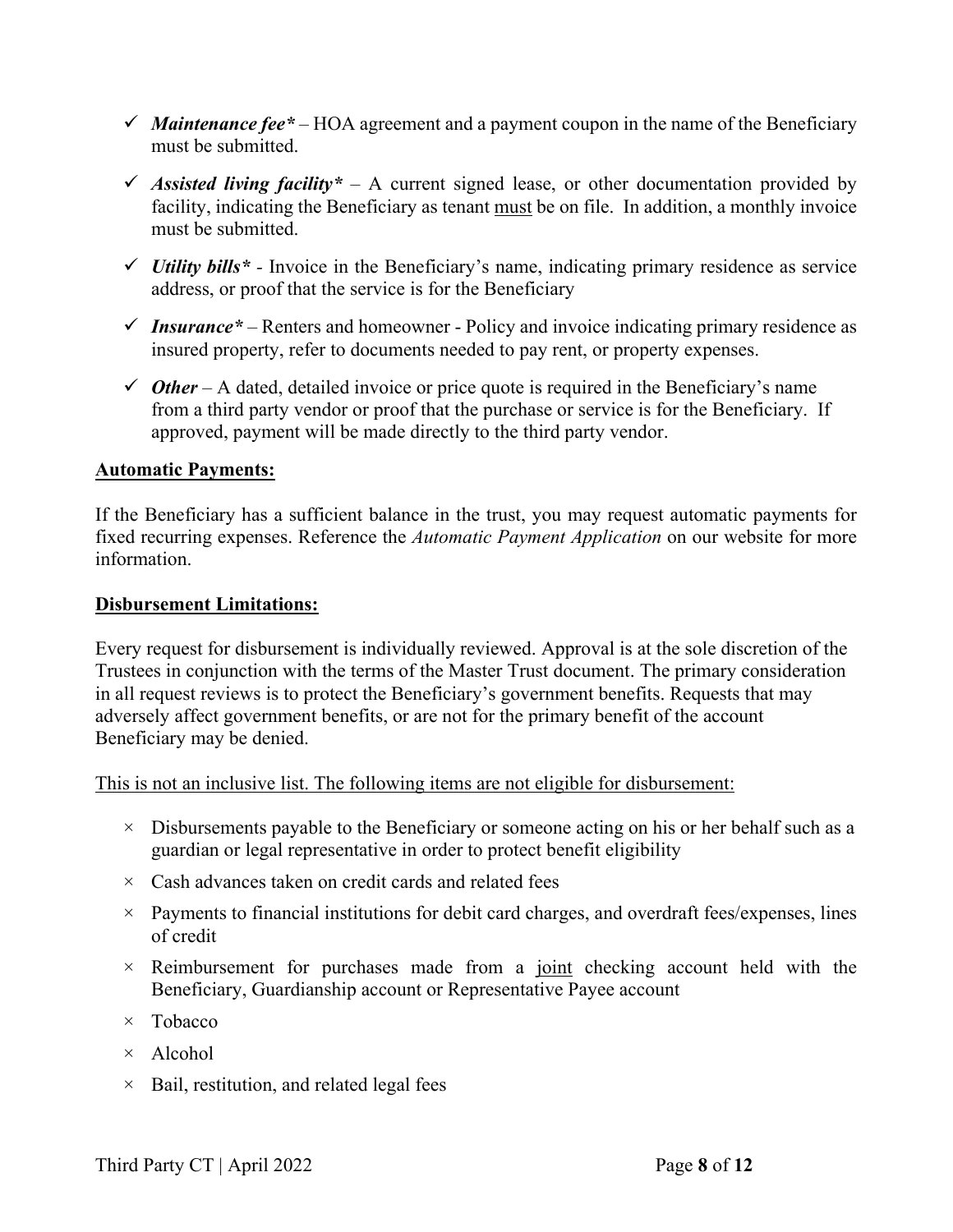- ✓ ***Maintenance fee**** – HOA agreement and a payment coupon in the name of the Beneficiary must be submitted.
- ✓ ***Assisted living facility**** – A current signed lease, or other documentation provided by facility, indicating the Beneficiary as tenant <u>must</u> be on file. In addition, a monthly invoice must be submitted.
- ✓ ***Utility bills**** - Invoice in the Beneficiary's name, indicating primary residence as service address, or proof that the service is for the Beneficiary
- ✓ ***Insurance**** – Renters and homeowner - Policy and invoice indicating primary residence as insured property, refer to documents needed to pay rent, or property expenses.
- ✓ ***Other*** – A dated, detailed invoice or price quote is required in the Beneficiary's name from a third party vendor or proof that the purchase or service is for the Beneficiary. If approved, payment will be made directly to the third party vendor.

<u>**Automatic Payments:**</u>

If the Beneficiary has a sufficient balance in the trust, you may request automatic payments for fixed recurring expenses. Reference the *Automatic Payment Application* on our website for more information.

<u>**Disbursement Limitations:**</u>

Every request for disbursement is individually reviewed. Approval is at the sole discretion of the Trustees in conjunction with the terms of the Master Trust document. The primary consideration in all request reviews is to protect the Beneficiary's government benefits. Requests that may adversely affect government benefits, or are not for the primary benefit of the account Beneficiary may be denied.

<u>This is not an inclusive list. The following items are not eligible for disbursement:</u>

- × Disbursements payable to the Beneficiary or someone acting on his or her behalf such as a guardian or legal representative in order to protect benefit eligibility
- × Cash advances taken on credit cards and related fees
- × Payments to financial institutions for debit card charges, and overdraft fees/expenses, lines of credit
- × Reimbursement for purchases made from a <u>joint</u> checking account held with the Beneficiary, Guardianship account or Representative Payee account
- × Tobacco
- × Alcohol
- × Bail, restitution, and related legal fees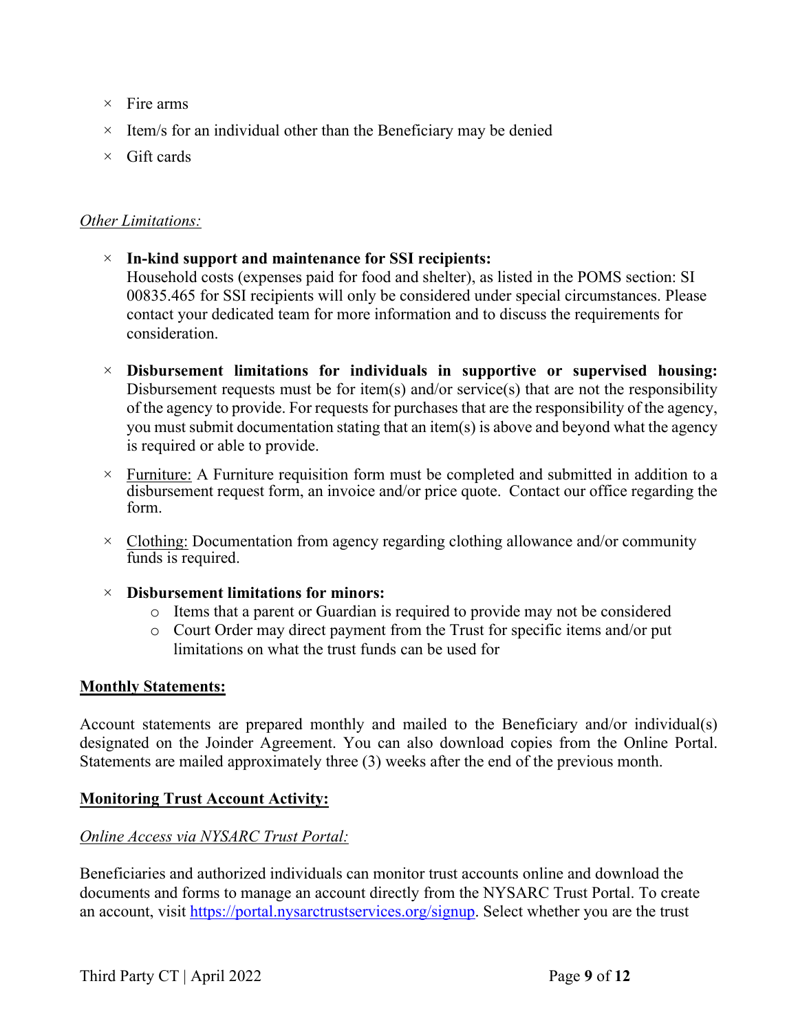× Fire arms
× Item/s for an individual other than the Beneficiary may be denied
× Gift cards

*Other Limitations:*

× **In-kind support and maintenance for SSI recipients:**
Household costs (expenses paid for food and shelter), as listed in the POMS section: SI 00835.465 for SSI recipients will only be considered under special circumstances. Please contact your dedicated team for more information and to discuss the requirements for consideration.

× **Disbursement limitations for individuals in supportive or supervised housing:** Disbursement requests must be for item(s) and/or service(s) that are not the responsibility of the agency to provide. For requests for purchases that are the responsibility of the agency, you must submit documentation stating that an item(s) is above and beyond what the agency is required or able to provide.

× Furniture: A Furniture requisition form must be completed and submitted in addition to a disbursement request form, an invoice and/or price quote. Contact our office regarding the form.

× Clothing: Documentation from agency regarding clothing allowance and/or community funds is required.

× **Disbursement limitations for minors:**
  - Items that a parent or Guardian is required to provide may not be considered
  - Court Order may direct payment from the Trust for specific items and/or put limitations on what the trust funds can be used for

**Monthly Statements:**

Account statements are prepared monthly and mailed to the Beneficiary and/or individual(s) designated on the Joinder Agreement. You can also download copies from the Online Portal. Statements are mailed approximately three (3) weeks after the end of the previous month.

**Monitoring Trust Account Activity:**

*Online Access via NYSARC Trust Portal:*

Beneficiaries and authorized individuals can monitor trust accounts online and download the documents and forms to manage an account directly from the NYSARC Trust Portal. To create an account, visit https://portal.nysarctrustservices.org/signup. Select whether you are the trust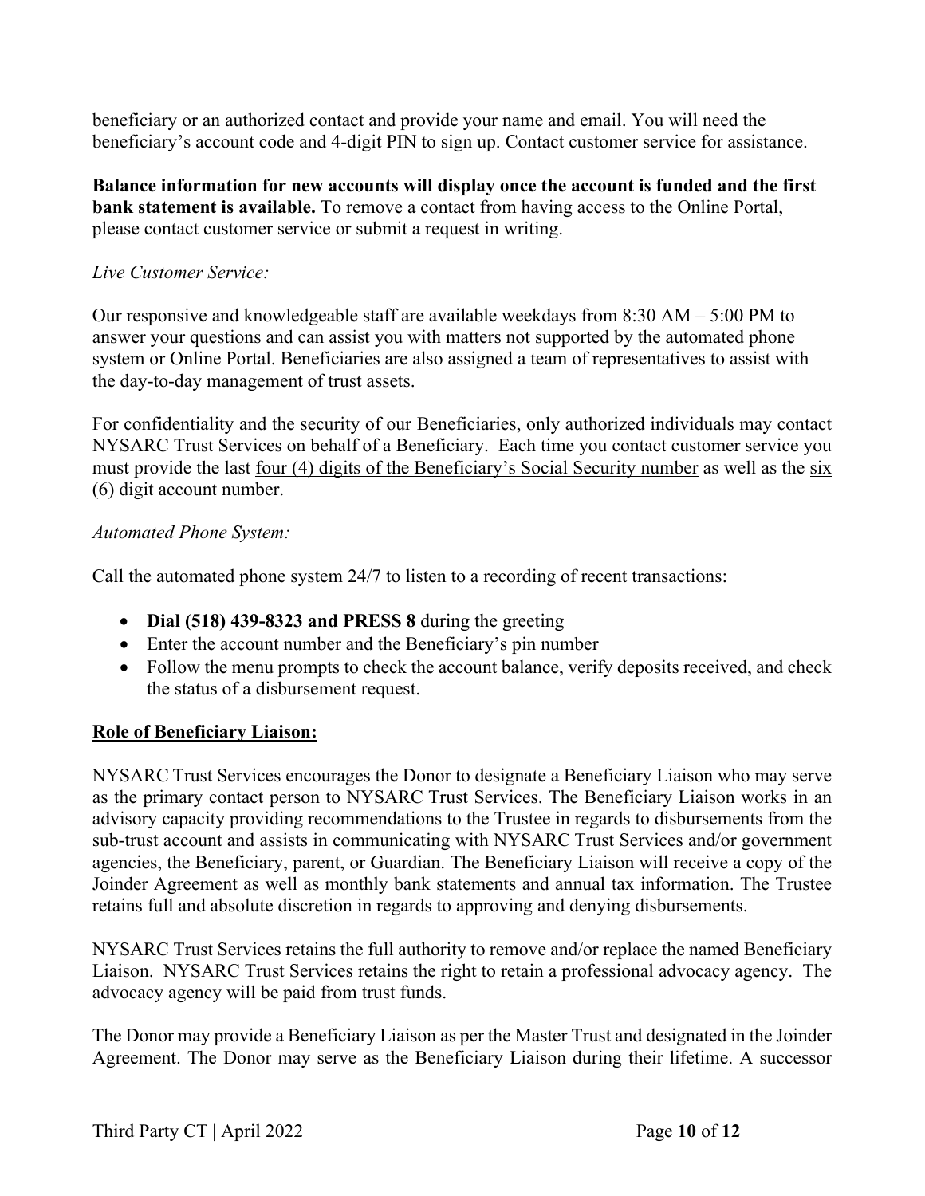beneficiary or an authorized contact and provide your name and email. You will need the beneficiary's account code and 4-digit PIN to sign up. Contact customer service for assistance.

**Balance information for new accounts will display once the account is funded and the first bank statement is available.** To remove a contact from having access to the Online Portal, please contact customer service or submit a request in writing.

*Live Customer Service:*

Our responsive and knowledgeable staff are available weekdays from 8:30 AM – 5:00 PM to answer your questions and can assist you with matters not supported by the automated phone system or Online Portal. Beneficiaries are also assigned a team of representatives to assist with the day-to-day management of trust assets.

For confidentiality and the security of our Beneficiaries, only authorized individuals may contact NYSARC Trust Services on behalf of a Beneficiary. Each time you contact customer service you must provide the last four (4) digits of the Beneficiary's Social Security number as well as the six (6) digit account number.

*Automated Phone System:*

Call the automated phone system 24/7 to listen to a recording of recent transactions:

- **Dial (518) 439-8323 and PRESS 8** during the greeting
- Enter the account number and the Beneficiary's pin number
- Follow the menu prompts to check the account balance, verify deposits received, and check the status of a disbursement request.

**Role of Beneficiary Liaison:**

NYSARC Trust Services encourages the Donor to designate a Beneficiary Liaison who may serve as the primary contact person to NYSARC Trust Services. The Beneficiary Liaison works in an advisory capacity providing recommendations to the Trustee in regards to disbursements from the sub-trust account and assists in communicating with NYSARC Trust Services and/or government agencies, the Beneficiary, parent, or Guardian. The Beneficiary Liaison will receive a copy of the Joinder Agreement as well as monthly bank statements and annual tax information. The Trustee retains full and absolute discretion in regards to approving and denying disbursements.

NYSARC Trust Services retains the full authority to remove and/or replace the named Beneficiary Liaison. NYSARC Trust Services retains the right to retain a professional advocacy agency. The advocacy agency will be paid from trust funds.

The Donor may provide a Beneficiary Liaison as per the Master Trust and designated in the Joinder Agreement. The Donor may serve as the Beneficiary Liaison during their lifetime. A successor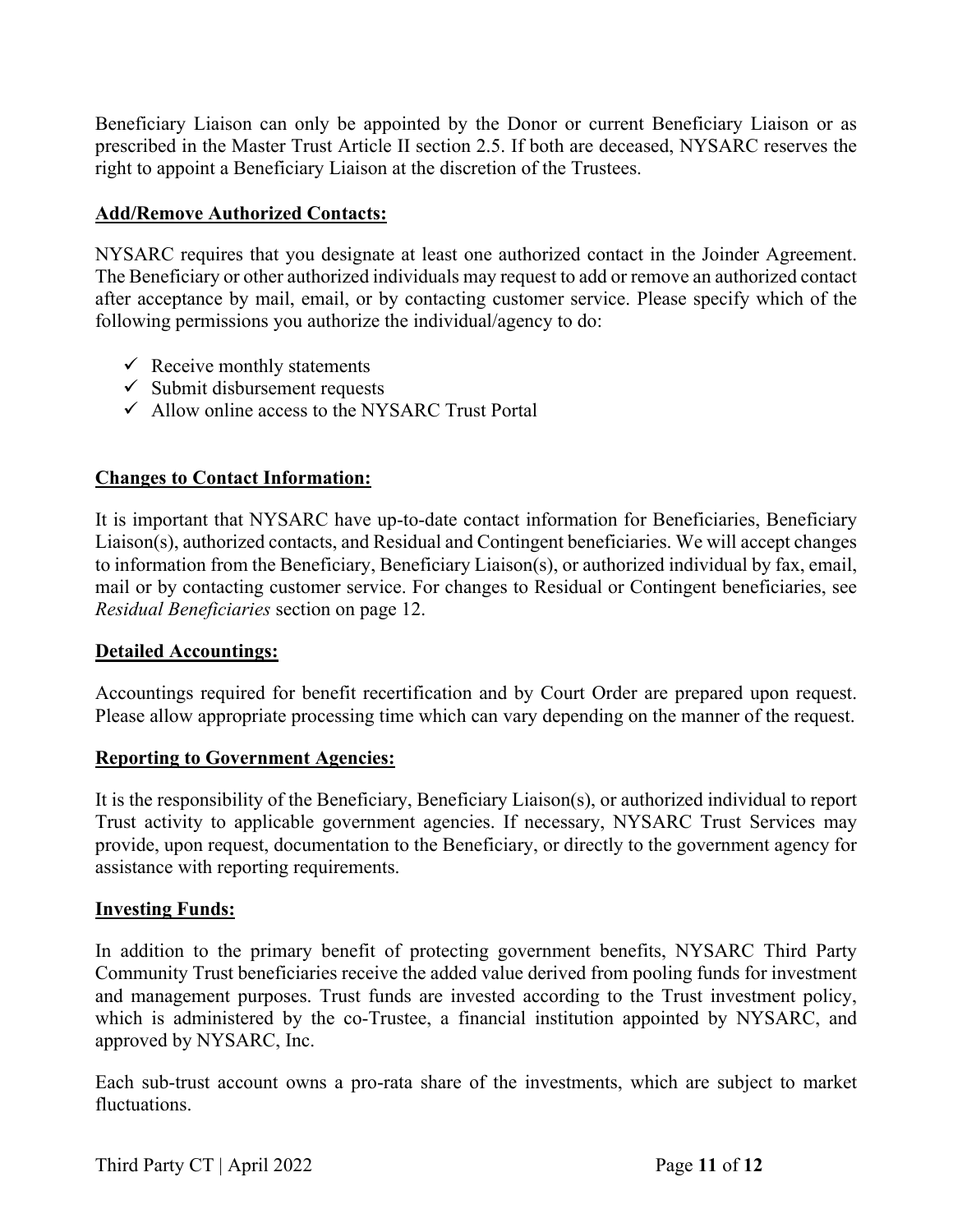Beneficiary Liaison can only be appointed by the Donor or current Beneficiary Liaison or as prescribed in the Master Trust Article II section 2.5. If both are deceased, NYSARC reserves the right to appoint a Beneficiary Liaison at the discretion of the Trustees.

**Add/Remove Authorized Contacts:**

NYSARC requires that you designate at least one authorized contact in the Joinder Agreement. The Beneficiary or other authorized individuals may request to add or remove an authorized contact after acceptance by mail, email, or by contacting customer service. Please specify which of the following permissions you authorize the individual/agency to do:

- ✓ Receive monthly statements
- ✓ Submit disbursement requests
- ✓ Allow online access to the NYSARC Trust Portal

**Changes to Contact Information:**

It is important that NYSARC have up-to-date contact information for Beneficiaries, Beneficiary Liaison(s), authorized contacts, and Residual and Contingent beneficiaries. We will accept changes to information from the Beneficiary, Beneficiary Liaison(s), or authorized individual by fax, email, mail or by contacting customer service. For changes to Residual or Contingent beneficiaries, see *Residual Beneficiaries* section on page 12.

**Detailed Accountings:**

Accountings required for benefit recertification and by Court Order are prepared upon request. Please allow appropriate processing time which can vary depending on the manner of the request.

**Reporting to Government Agencies:**

It is the responsibility of the Beneficiary, Beneficiary Liaison(s), or authorized individual to report Trust activity to applicable government agencies. If necessary, NYSARC Trust Services may provide, upon request, documentation to the Beneficiary, or directly to the government agency for assistance with reporting requirements.

**Investing Funds:**

In addition to the primary benefit of protecting government benefits, NYSARC Third Party Community Trust beneficiaries receive the added value derived from pooling funds for investment and management purposes. Trust funds are invested according to the Trust investment policy, which is administered by the co-Trustee, a financial institution appointed by NYSARC, and approved by NYSARC, Inc.

Each sub-trust account owns a pro-rata share of the investments, which are subject to market fluctuations.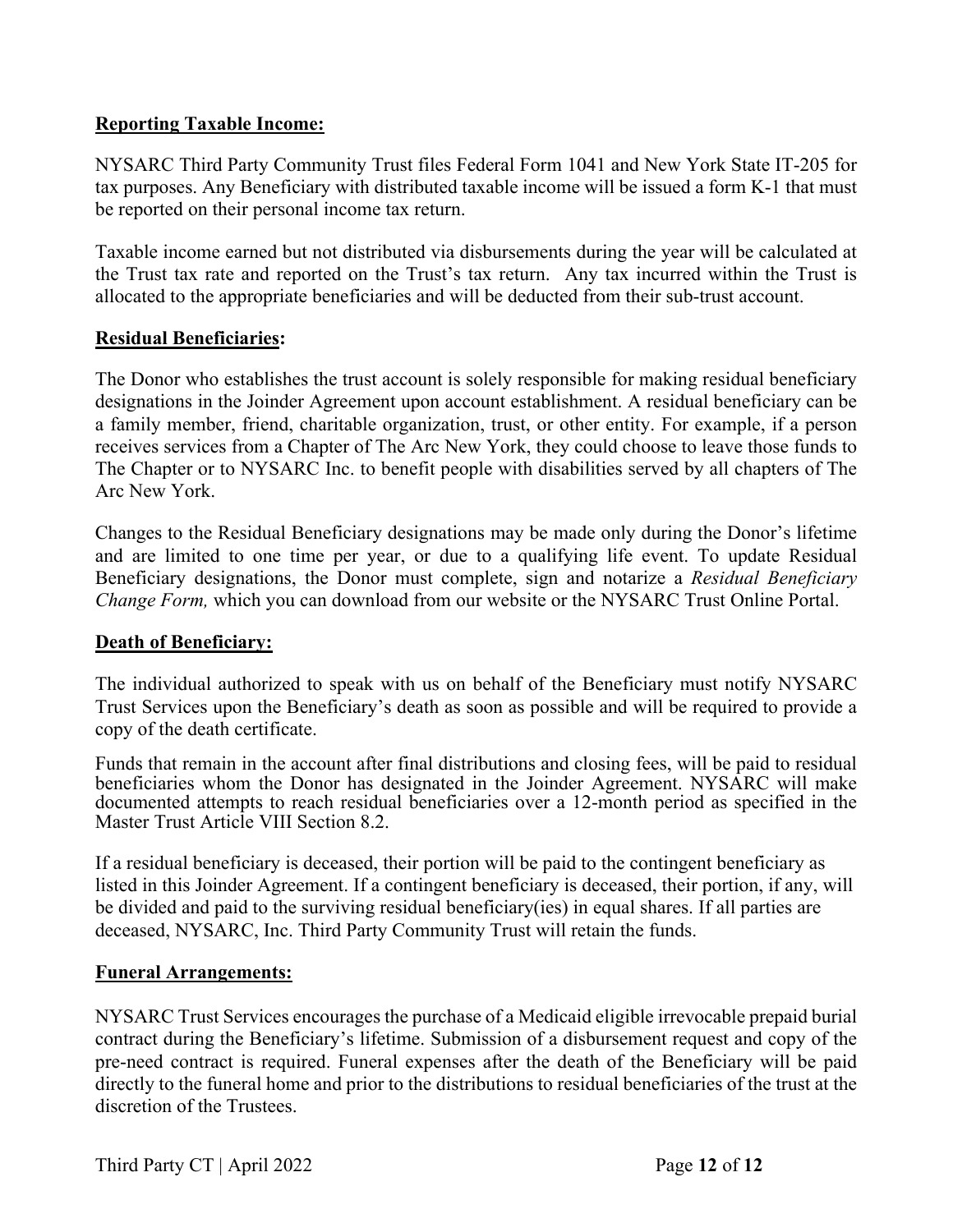**Reporting Taxable Income:**

NYSARC Third Party Community Trust files Federal Form 1041 and New York State IT-205 for tax purposes. Any Beneficiary with distributed taxable income will be issued a form K-1 that must be reported on their personal income tax return.

Taxable income earned but not distributed via disbursements during the year will be calculated at the Trust tax rate and reported on the Trust's tax return. Any tax incurred within the Trust is allocated to the appropriate beneficiaries and will be deducted from their sub-trust account.

**Residual Beneficiaries:**

The Donor who establishes the trust account is solely responsible for making residual beneficiary designations in the Joinder Agreement upon account establishment. A residual beneficiary can be a family member, friend, charitable organization, trust, or other entity. For example, if a person receives services from a Chapter of The Arc New York, they could choose to leave those funds to The Chapter or to NYSARC Inc. to benefit people with disabilities served by all chapters of The Arc New York.

Changes to the Residual Beneficiary designations may be made only during the Donor's lifetime and are limited to one time per year, or due to a qualifying life event. To update Residual Beneficiary designations, the Donor must complete, sign and notarize a *Residual Beneficiary Change Form,* which you can download from our website or the NYSARC Trust Online Portal.

**Death of Beneficiary:**

The individual authorized to speak with us on behalf of the Beneficiary must notify NYSARC Trust Services upon the Beneficiary's death as soon as possible and will be required to provide a copy of the death certificate.

Funds that remain in the account after final distributions and closing fees, will be paid to residual beneficiaries whom the Donor has designated in the Joinder Agreement. NYSARC will make documented attempts to reach residual beneficiaries over a 12-month period as specified in the Master Trust Article VIII Section 8.2.

If a residual beneficiary is deceased, their portion will be paid to the contingent beneficiary as listed in this Joinder Agreement. If a contingent beneficiary is deceased, their portion, if any, will be divided and paid to the surviving residual beneficiary(ies) in equal shares. If all parties are deceased, NYSARC, Inc. Third Party Community Trust will retain the funds.

**Funeral Arrangements:**

NYSARC Trust Services encourages the purchase of a Medicaid eligible irrevocable prepaid burial contract during the Beneficiary's lifetime. Submission of a disbursement request and copy of the pre-need contract is required. Funeral expenses after the death of the Beneficiary will be paid directly to the funeral home and prior to the distributions to residual beneficiaries of the trust at the discretion of the Trustees.